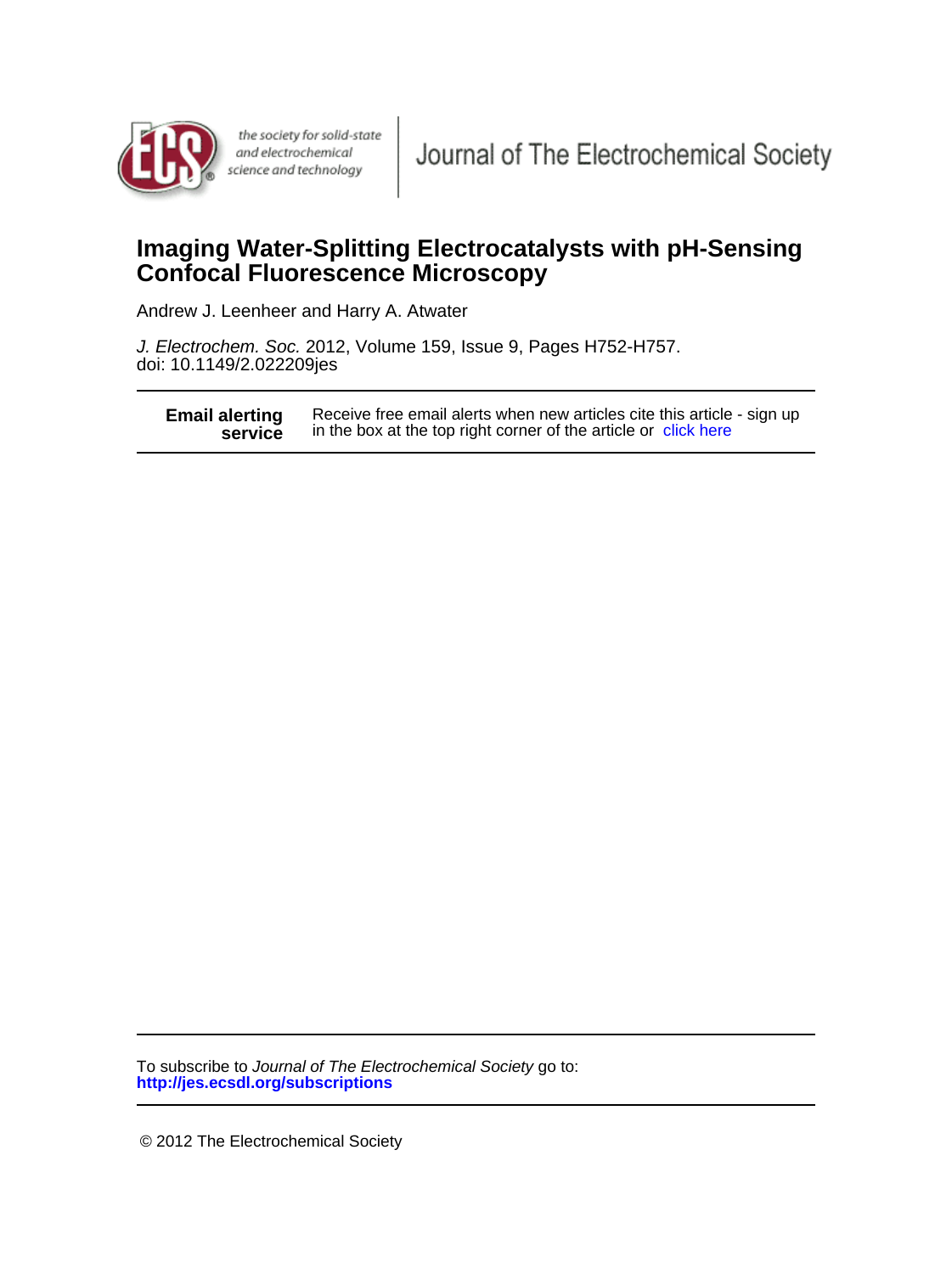the society for solid-state and electrochemical science and technology

Journal of The Electrochemical Society

# Imaging Water-Splitting Electrocatalysts with pH-Sensing Confocal Fluorescence Microscopy

Andrew J. Leenheer and Harry A. Atwater

*J. Electrochem. Soc.* 2012, Volume 159, Issue 9, Pages H752-H757.
doi: 10.1149/2.022209jes

**Email alerting service** — Receive free email alerts when new articles cite this article - sign up in the box at the top right corner of the article or click here

To subscribe to *Journal of The Electrochemical Society* go to:
**http://jes.ecsdl.org/subscriptions**

© 2012 The Electrochemical Society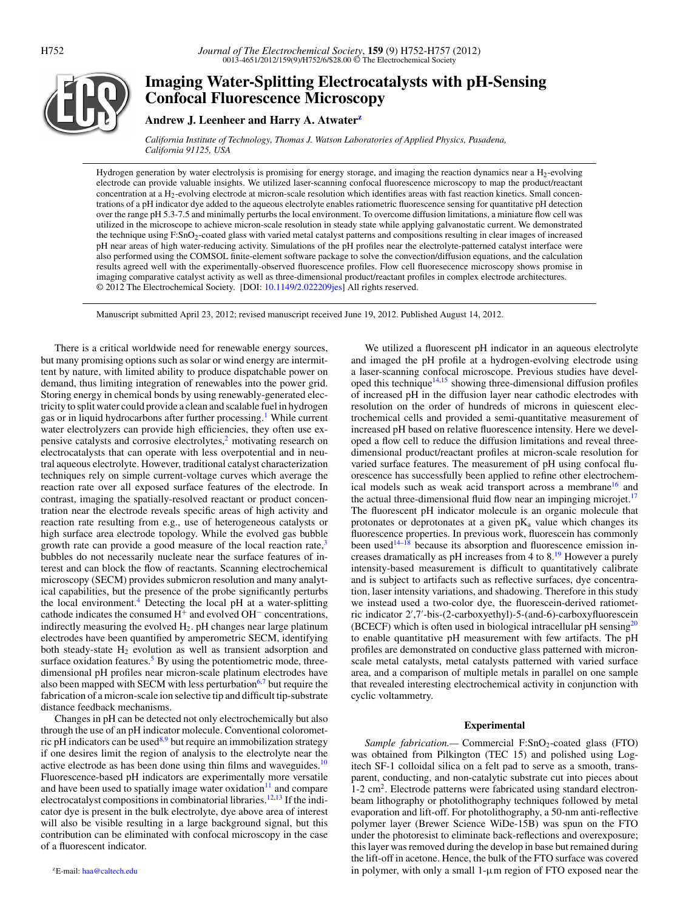# Imaging Water-Splitting Electrocatalysts with pH-Sensing Confocal Fluorescence Microscopy

**Andrew J. Leenheer and Harry A. Atwater**[z]

*California Institute of Technology, Thomas J. Watson Laboratories of Applied Physics, Pasadena, California 91125, USA*

Hydrogen generation by water electrolysis is promising for energy storage, and imaging the reaction dynamics near a $H_2$-evolving electrode can provide valuable insights. We utilized laser-scanning confocal fluorescence microscopy to map the product/reactant concentration at a $H_2$-evolving electrode at micron-scale resolution which identifies areas with fast reaction kinetics. Small concentrations of a pH indicator dye added to the aqueous electrolyte enables ratiometric fluorescence sensing for quantitative pH detection over the range pH 5.3-7.5 and minimally perturbs the local environment. To overcome diffusion limitations, a miniature flow cell was utilized in the microscope to achieve micron-scale resolution in steady state while applying galvanostatic current. We demonstrated the technique using $F:SnO_2$-coated glass with varied metal catalyst patterns and compositions resulting in clear images of increased pH near areas of high water-reducing activity. Simulations of the pH profiles near the electrolyte-patterned catalyst interface were also performed using the COMSOL finite-element software package to solve the convection/diffusion equations, and the calculation results agreed well with the experimentally-observed fluorescence profiles. Flow cell fluorescence microscopy shows promise in imaging comparative catalyst activity as well as three-dimensional product/reactant profiles in complex electrode architectures.
© 2012 The Electrochemical Society. [DOI: 10.1149/2.022209jes] All rights reserved.

Manuscript submitted April 23, 2012; revised manuscript received June 19, 2012. Published August 14, 2012.

There is a critical worldwide need for renewable energy sources, but many promising options such as solar or wind energy are intermittent by nature, with limited ability to produce dispatchable power on demand, thus limiting integration of renewables into the power grid. Storing energy in chemical bonds by using renewably-generated electricity to split water could provide a clean and scalable fuel in hydrogen gas or in liquid hydrocarbons after further processing.[1] While current water electrolyzers can provide high efficiencies, they often use expensive catalysts and corrosive electrolytes,[2] motivating research on electrocatalysts that can operate with less overpotential and in neutral aqueous electrolyte. However, traditional catalyst characterization techniques rely on simple current-voltage curves which average the reaction rate over all exposed surface features of the electrode. In contrast, imaging the spatially-resolved reactant or product concentration near the electrode reveals specific areas of high activity and reaction rate resulting from e.g., use of heterogeneous catalysts or high surface area electrode topology. While the evolved gas bubble growth rate can provide a good measure of the local reaction rate,[3] bubbles do not necessarily nucleate near the surface features of interest and can block the flow of reactants. Scanning electrochemical microscopy (SECM) provides submicron resolution and many analytical capabilities, but the presence of the probe significantly perturbs the local environment.[4] Detecting the local pH at a water-splitting cathode indicates the consumed $H^+$ and evolved $OH^-$ concentrations, indirectly measuring the evolved $H_2$. pH changes near large platinum electrodes have been quantified by amperometric SECM, identifying both steady-state $H_2$ evolution as well as transient adsorption and surface oxidation features.[5] By using the potentiometric mode, three-dimensional pH profiles near micron-scale platinum electrodes have also been mapped with SECM with less perturbation[6,7] but require the fabrication of a micron-scale ion selective tip and difficult tip-substrate distance feedback mechanisms.

Changes in pH can be detected not only electrochemically but also through the use of an pH indicator molecule. Conventional colorometric pH indicators can be used[8,9] but require an immobilization strategy if one desires limit the region of analysis to the electrolyte near the active electrode as has been done using thin films and waveguides.[10] Fluorescence-based pH indicators are experimentally more versatile and have been used to spatially image water oxidation[11] and compare electrocatalyst compositions in combinatorial libraries.[12,13] If the indicator dye is present in the bulk electrolyte, dye above area of interest will also be visible resulting in a large background signal, but this contribution can be eliminated with confocal microscopy in the case of a fluorescent indicator.

We utilized a fluorescent pH indicator in an aqueous electrolyte and imaged the pH profile at a hydrogen-evolving electrode using a laser-scanning confocal microscope. Previous studies have developed this technique[14,15] showing three-dimensional diffusion profiles of increased pH in the diffusion layer near cathodic electrodes with resolution on the order of hundreds of microns in quiescent electrochemical cells and provided a semi-quantitative measurement of increased pH based on relative fluorescence intensity. Here we developed a flow cell to reduce the diffusion limitations and reveal three-dimensional product/reactant profiles at micron-scale resolution for varied surface features. The measurement of pH using confocal fluorescence has successfully been applied to refine other electrochemical models such as weak acid transport across a membrane[16] and the actual three-dimensional fluid flow near an impinging microjet.[17] The fluorescent pH indicator molecule is an organic molecule that protonates or deprotonates at a given $pK_a$ value which changes its fluorescence properties. In previous work, fluorescein has commonly been used[14–18] because its absorption and fluorescence emission increases dramatically as pH increases from 4 to 8.[19] However a purely intensity-based measurement is difficult to quantitatively calibrate and is subject to artifacts such as reflective surfaces, dye concentration, laser intensity variations, and shadowing. Therefore in this study we instead used a two-color dye, the fluorescein-derived ratiometric indicator 2′,7′-bis-(2-carboxyethyl)-5-(and-6)-carboxyfluorescein (BCECF) which is often used in biological intracellular pH sensing[20] to enable quantitative pH measurement with few artifacts. The pH profiles are demonstrated on conductive glass patterned with micron-scale metal catalysts, metal catalysts patterned with varied surface area, and a comparison of multiple metals in parallel on one sample that revealed interesting electrochemical activity in conjunction with cyclic voltammetry.

## Experimental

*Sample fabrication.*— Commercial $F:SnO_2$-coated glass (FTO) was obtained from Pilkington (TEC 15) and polished using Logitech SF-1 colloidal silica on a felt pad to serve as a smooth, transparent, conducting, and non-catalytic substrate cut into pieces about 1-2 $cm^2$. Electrode patterns were fabricated using standard electron-beam lithography or photolithography techniques followed by metal evaporation and lift-off. For photolithography, a 50-nm anti-reflective polymer layer (Brewer Science WiDe-15B) was spun on the FTO under the photoresist to eliminate back-reflections and overexposure; this layer was removed during the develop in base but remained during the lift-off in acetone. Hence, the bulk of the FTO surface was covered in polymer, with only a small 1-μm region of FTO exposed near the

[z]E-mail: haa@caltech.edu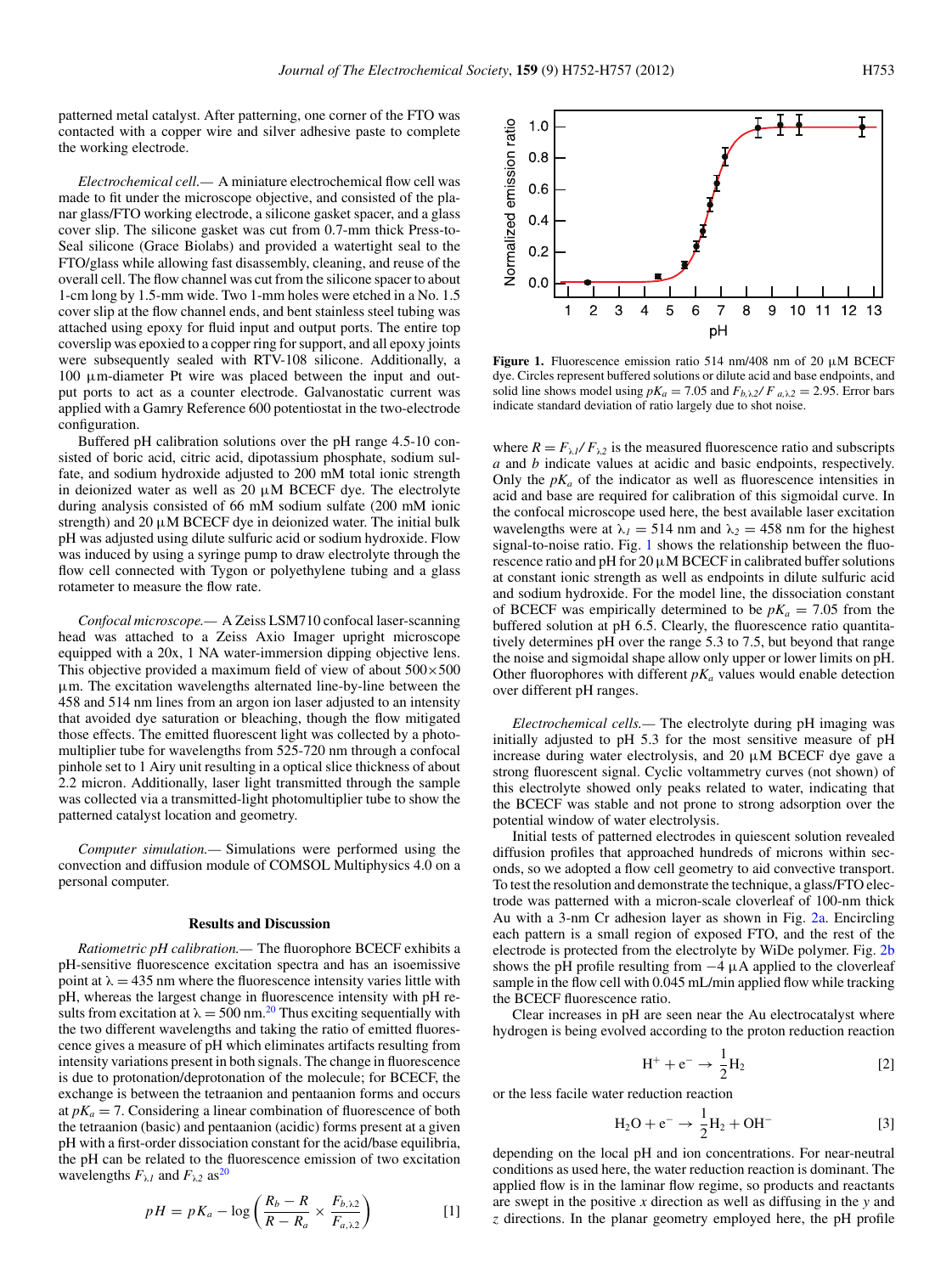patterned metal catalyst. After patterning, one corner of the FTO was contacted with a copper wire and silver adhesive paste to complete the working electrode.

*Electrochemical cell.*— A miniature electrochemical flow cell was made to fit under the microscope objective, and consisted of the planar glass/FTO working electrode, a silicone gasket spacer, and a glass cover slip. The silicone gasket was cut from 0.7-mm thick Press-to-Seal silicone (Grace Biolabs) and provided a watertight seal to the FTO/glass while allowing fast disassembly, cleaning, and reuse of the overall cell. The flow channel was cut from the silicone spacer to about 1-cm long by 1.5-mm wide. Two 1-mm holes were etched in a No. 1.5 cover slip at the flow channel ends, and bent stainless steel tubing was attached using epoxy for fluid input and output ports. The entire top coverslip was epoxied to a copper ring for support, and all epoxy joints were subsequently sealed with RTV-108 silicone. Additionally, a 100 μm-diameter Pt wire was placed between the input and output ports to act as a counter electrode. Galvanostatic current was applied with a Gamry Reference 600 potentiostat in the two-electrode configuration.

Buffered pH calibration solutions over the pH range 4.5-10 consisted of boric acid, citric acid, dipotassium phosphate, sodium sulfate, and sodium hydroxide adjusted to 200 mM total ionic strength in deionized water as well as 20 μM BCECF dye. The electrolyte during analysis consisted of 66 mM sodium sulfate (200 mM ionic strength) and 20 μM BCECF dye in deionized water. The initial bulk pH was adjusted using dilute sulfuric acid or sodium hydroxide. Flow was induced by using a syringe pump to draw electrolyte through the flow cell connected with Tygon or polyethylene tubing and a glass rotameter to measure the flow rate.

*Confocal microscope.*— A Zeiss LSM710 confocal laser-scanning head was attached to a Zeiss Axio Imager upright microscope equipped with a 20x, 1 NA water-immersion dipping objective lens. This objective provided a maximum field of view of about 500×500 μm. The excitation wavelengths alternated line-by-line between the 458 and 514 nm lines from an argon ion laser adjusted to an intensity that avoided dye saturation or bleaching, though the flow mitigated those effects. The emitted fluorescent light was collected by a photomultiplier tube for wavelengths from 525-720 nm through a confocal pinhole set to 1 Airy unit resulting in a optical slice thickness of about 2.2 micron. Additionally, laser light transmitted through the sample was collected via a transmitted-light photomultiplier tube to show the patterned catalyst location and geometry.

*Computer simulation.*— Simulations were performed using the convection and diffusion module of COMSOL Multiphysics 4.0 on a personal computer.

## Results and Discussion

*Ratiometric pH calibration.*— The fluorophore BCECF exhibits a pH-sensitive fluorescence excitation spectra and has an isoemissive point at λ = 435 nm where the fluorescence intensity varies little with pH, whereas the largest change in fluorescence intensity with pH results from excitation at λ = 500 nm.[20] Thus exciting sequentially with the two different wavelengths and taking the ratio of emitted fluorescence gives a measure of pH which eliminates artifacts resulting from intensity variations present in both signals. The change in fluorescence is due to protonation/deprotonation of the molecule; for BCECF, the exchange is between the tetraanion and pentaanion forms and occurs at $pK_a = 7$. Considering a linear combination of fluorescence of both the tetraanion (basic) and pentaanion (acidic) forms present at a given pH with a first-order dissociation constant for the acid/base equilibria, the pH can be related to the fluorescence emission of two excitation wavelengths $F_{\lambda 1}$ and $F_{\lambda 2}$ as[20]

$$pH = pK_a - \log\left(\frac{R_b - R}{R - R_a} \times \frac{F_{b,\lambda 2}}{F_{a,\lambda 2}}\right) \quad [1]$$

Figure 1. Fluorescence emission ratio 514 nm/408 nm of 20 μM BCECF dye. Circles represent buffered solutions or dilute acid and base endpoints, and solid line shows model using $pK_a = 7.05$ and $F_{b,\lambda 2}/F_{a,\lambda 2} = 2.95$. Error bars indicate standard deviation of ratio largely due to shot noise.

where $R = F_{\lambda 1}/F_{\lambda 2}$ is the measured fluorescence ratio and subscripts $a$ and $b$ indicate values at acidic and basic endpoints, respectively. Only the $pK_a$ of the indicator as well as fluorescence intensities in acid and base are required for calibration of this sigmoidal curve. In the confocal microscope used here, the best available laser excitation wavelengths were at $\lambda_1 = 514$ nm and $\lambda_2 = 458$ nm for the highest signal-to-noise ratio. Fig. 1 shows the relationship between the fluorescence ratio and pH for 20 μM BCECF in calibrated buffer solutions at constant ionic strength as well as endpoints in dilute sulfuric acid and sodium hydroxide. For the model line, the dissociation constant of BCECF was empirically determined to be $pK_a = 7.05$ from the buffered solution at pH 6.5. Clearly, the fluorescence ratio quantitatively determines pH over the range 5.3 to 7.5, but beyond that range the noise and sigmoidal shape allow only upper or lower limits on pH. Other fluorophores with different $pK_a$ values would enable detection over different pH ranges.

*Electrochemical cells.*— The electrolyte during pH imaging was initially adjusted to pH 5.3 for the most sensitive measure of pH increase during water electrolysis, and 20 μM BCECF dye gave a strong fluorescent signal. Cyclic voltammetry curves (not shown) of this electrolyte showed only peaks related to water, indicating that the BCECF was stable and not prone to strong adsorption over the potential window of water electrolysis.

Initial tests of patterned electrodes in quiescent solution revealed diffusion profiles that approached hundreds of microns within seconds, so we adopted a flow cell geometry to aid convective transport. To test the resolution and demonstrate the technique, a glass/FTO electrode was patterned with a micron-scale cloverleaf of 100-nm thick Au with a 3-nm Cr adhesion layer as shown in Fig. 2a. Encircling each pattern is a small region of exposed FTO, and the rest of the electrode is protected from the electrolyte by WiDe polymer. Fig. 2b shows the pH profile resulting from −4 μA applied to the cloverleaf sample in the flow cell with 0.045 mL/min applied flow while tracking the BCECF fluorescence ratio.

Clear increases in pH are seen near the Au electrocatalyst where hydrogen is being evolved according to the proton reduction reaction

$$H^+ + e^- \rightarrow \frac{1}{2}H_2 \quad [2]$$

or the less facile water reduction reaction

$$H_2O + e^- \rightarrow \frac{1}{2}H_2 + OH^- \quad [3]$$

depending on the local pH and ion concentrations. For near-neutral conditions as used here, the water reduction reaction is dominant. The applied flow is in the laminar flow regime, so products and reactants are swept in the positive $x$ direction as well as diffusing in the $y$ and $z$ directions. In the planar geometry employed here, the pH profile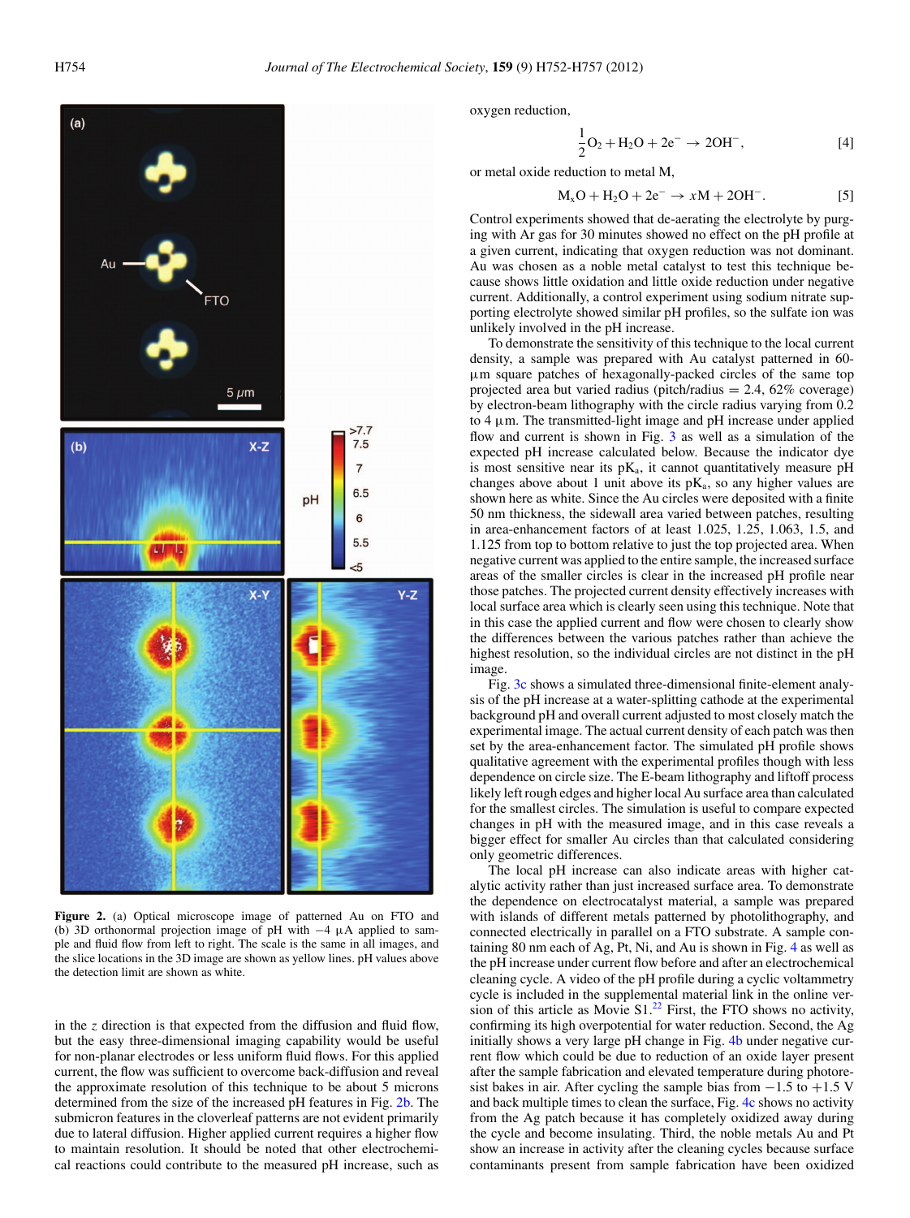Figure 2. (a) Optical microscope image of patterned Au on FTO and (b) 3D orthonormal projection image of pH with −4 μA applied to sample and fluid flow from left to right. The scale is the same in all images, and the slice locations in the 3D image are shown as yellow lines. pH values above the detection limit are shown as white.

in the $z$ direction is that expected from the diffusion and fluid flow, but the easy three-dimensional imaging capability would be useful for non-planar electrodes or less uniform fluid flows. For this applied current, the flow was sufficient to overcome back-diffusion and reveal the approximate resolution of this technique to be about 5 microns determined from the size of the increased pH features in Fig. 2b. The submicron features in the cloverleaf patterns are not evident primarily due to lateral diffusion. Higher applied current requires a higher flow to maintain resolution. It should be noted that other electrochemical reactions could contribute to the measured pH increase, such as oxygen reduction,

$$\frac{1}{2}O_2 + H_2O + 2e^- \rightarrow 2OH^-, \quad [4]$$

or metal oxide reduction to metal M,

$$M_xO + H_2O + 2e^- \rightarrow xM + 2OH^-. \quad [5]$$

Control experiments showed that de-aerating the electrolyte by purging with Ar gas for 30 minutes showed no effect on the pH profile at a given current, indicating that oxygen reduction was not dominant. Au was chosen as a noble metal catalyst to test this technique because shows little oxidation and little oxide reduction under negative current. Additionally, a control experiment using sodium nitrate supporting electrolyte showed similar pH profiles, so the sulfate ion was unlikely involved in the pH increase.

To demonstrate the sensitivity of this technique to the local current density, a sample was prepared with Au catalyst patterned in 60-μm square patches of hexagonally-packed circles of the same top projected area but varied radius (pitch/radius = 2.4, 62% coverage) by electron-beam lithography with the circle radius varying from 0.2 to 4 μm. The transmitted-light image and pH increase under applied flow and current is shown in Fig. 3 as well as a simulation of the expected pH increase calculated below. Because the indicator dye is most sensitive near its $pK_a$, it cannot quantitatively measure pH changes above about 1 unit above its $pK_a$, so any higher values are shown here as white. Since the Au circles were deposited with a finite 50 nm thickness, the sidewall area varied between patches, resulting in area-enhancement factors of at least 1.025, 1.25, 1.063, 1.5, and 1.125 from top to bottom relative to just the top projected area. When negative current was applied to the entire sample, the increased surface areas of the smaller circles is clear in the increased pH profile near those patches. The projected current density effectively increases with local surface area which is clearly seen using this technique. Note that in this case the applied current and flow were chosen to clearly show the differences between the various patches rather than achieve the highest resolution, so the individual circles are not distinct in the pH image.

Fig. 3c shows a simulated three-dimensional finite-element analysis of the pH increase at a water-splitting cathode at the experimental background pH and overall current adjusted to most closely match the experimental image. The actual current density of each patch was then set by the area-enhancement factor. The simulated pH profile shows qualitative agreement with the experimental profiles though with less dependence on circle size. The E-beam lithography and liftoff process likely left rough edges and higher local Au surface area than calculated for the smallest circles. The simulation is useful to compare expected changes in pH with the measured image, and in this case reveals a bigger effect for smaller Au circles than that calculated considering only geometric differences.

The local pH increase can also indicate areas with higher catalytic activity rather than just increased surface area. To demonstrate the dependence on electrocatalyst material, a sample was prepared with islands of different metals patterned by photolithography, and connected electrically in parallel on a FTO substrate. A sample containing 80 nm each of Ag, Pt, Ni, and Au is shown in Fig. 4 as well as the pH increase under current flow before and after an electrochemical cleaning cycle. A video of the pH profile during a cyclic voltammetry cycle is included in the supplemental material link in the online version of this article as Movie S1.[22] First, the FTO shows no activity, confirming its high overpotential for water reduction. Second, the Ag initially shows a very large pH change in Fig. 4b under negative current flow which could be due to reduction of an oxide layer present after the sample fabrication and elevated temperature during photoresist bakes in air. After cycling the sample bias from −1.5 to +1.5 V and back multiple times to clean the surface, Fig. 4c shows no activity from the Ag patch because it has completely oxidized away during the cycle and become insulating. Third, the noble metals Au and Pt show an increase in activity after the cleaning cycles because surface contaminants present from sample fabrication have been oxidized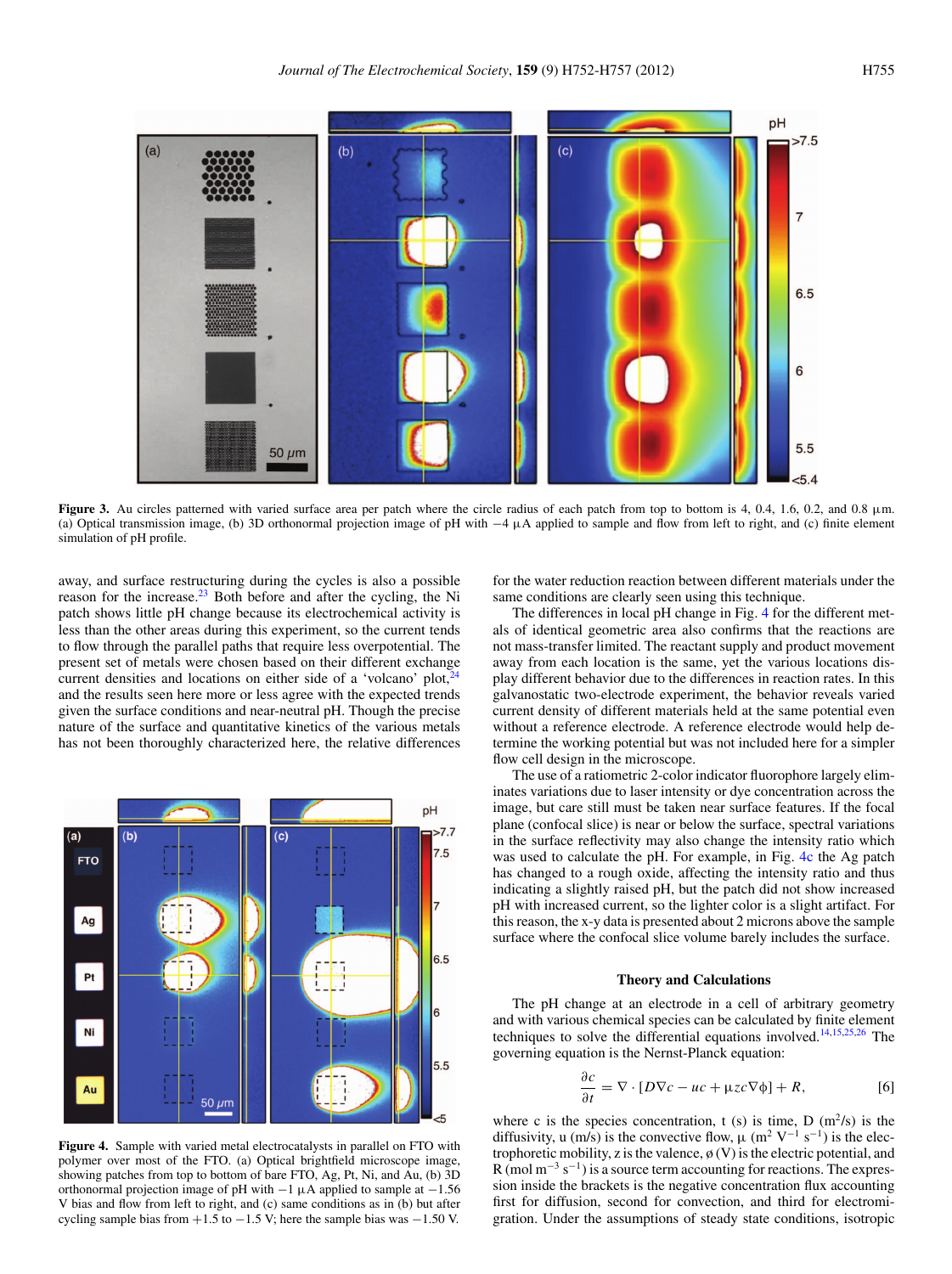**Figure 3.** Au circles patterned with varied surface area per patch where the circle radius of each patch from top to bottom is 4, 0.4, 1.6, 0.2, and 0.8 μm. (a) Optical transmission image, (b) 3D orthonormal projection image of pH with −4 μA applied to sample and flow from left to right, and (c) finite element simulation of pH profile.

away, and surface restructuring during the cycles is also a possible reason for the increase.[23] Both before and after the cycling, the Ni patch shows little pH change because its electrochemical activity is less than the other areas during this experiment, so the current tends to flow through the parallel paths that require less overpotential. The present set of metals were chosen based on their different exchange current densities and locations on either side of a 'volcano' plot,[24] and the results seen here more or less agree with the expected trends given the surface conditions and near-neutral pH. Though the precise nature of the surface and quantitative kinetics of the various metals has not been thoroughly characterized here, the relative differences for the water reduction reaction between different materials under the same conditions are clearly seen using this technique.

**Figure 4.** Sample with varied metal electrocatalysts in parallel on FTO with polymer over most of the FTO. (a) Optical brightfield microscope image, showing patches from top to bottom of bare FTO, Ag, Pt, Ni, and Au, (b) 3D orthonormal projection image of pH with −1 μA applied to sample at −1.56 V bias and flow from left to right, and (c) same conditions as in (b) but after cycling sample bias from +1.5 to −1.5 V; here the sample bias was −1.50 V.

The differences in local pH change in Fig. 4 for the different metals of identical geometric area also confirms that the reactions are not mass-transfer limited. The reactant supply and product movement away from each location is the same, yet the various locations display different behavior due to the differences in reaction rates. In this galvanostatic two-electrode experiment, the behavior reveals varied current density of different materials held at the same potential even without a reference electrode. A reference electrode would help determine the working potential but was not included here for a simpler flow cell design in the microscope.

The use of a ratiometric 2-color indicator fluorophore largely eliminates variations due to laser intensity or dye concentration across the image, but care still must be taken near surface features. If the focal plane (confocal slice) is near or below the surface, spectral variations in the surface reflectivity may also change the intensity ratio which was used to calculate the pH. For example, in Fig. 4c the Ag patch has changed to a rough oxide, affecting the intensity ratio and thus indicating a slightly raised pH, but the patch did not show increased pH with increased current, so the lighter color is a slight artifact. For this reason, the x-y data is presented about 2 microns above the sample surface where the confocal slice volume barely includes the surface.

## Theory and Calculations

The pH change at an electrode in a cell of arbitrary geometry and with various chemical species can be calculated by finite element techniques to solve the differential equations involved.[14,15,25,26] The governing equation is the Nernst-Planck equation:

$$\frac{\partial c}{\partial t} = \nabla \cdot [D\nabla c - uc + \mu z c \nabla \phi] + R, \qquad [6]$$

where c is the species concentration, t (s) is time, D ($m^2/s$) is the diffusivity, u (m/s) is the convective flow, μ ($m^2\ V^{-1}\ s^{-1}$) is the electrophoretic mobility, z is the valence, ø (V) is the electric potential, and R (mol $m^{-3}\ s^{-1}$) is a source term accounting for reactions. The expression inside the brackets is the negative concentration flux accounting first for diffusion, second for convection, and third for electromigration. Under the assumptions of steady state conditions, isotropic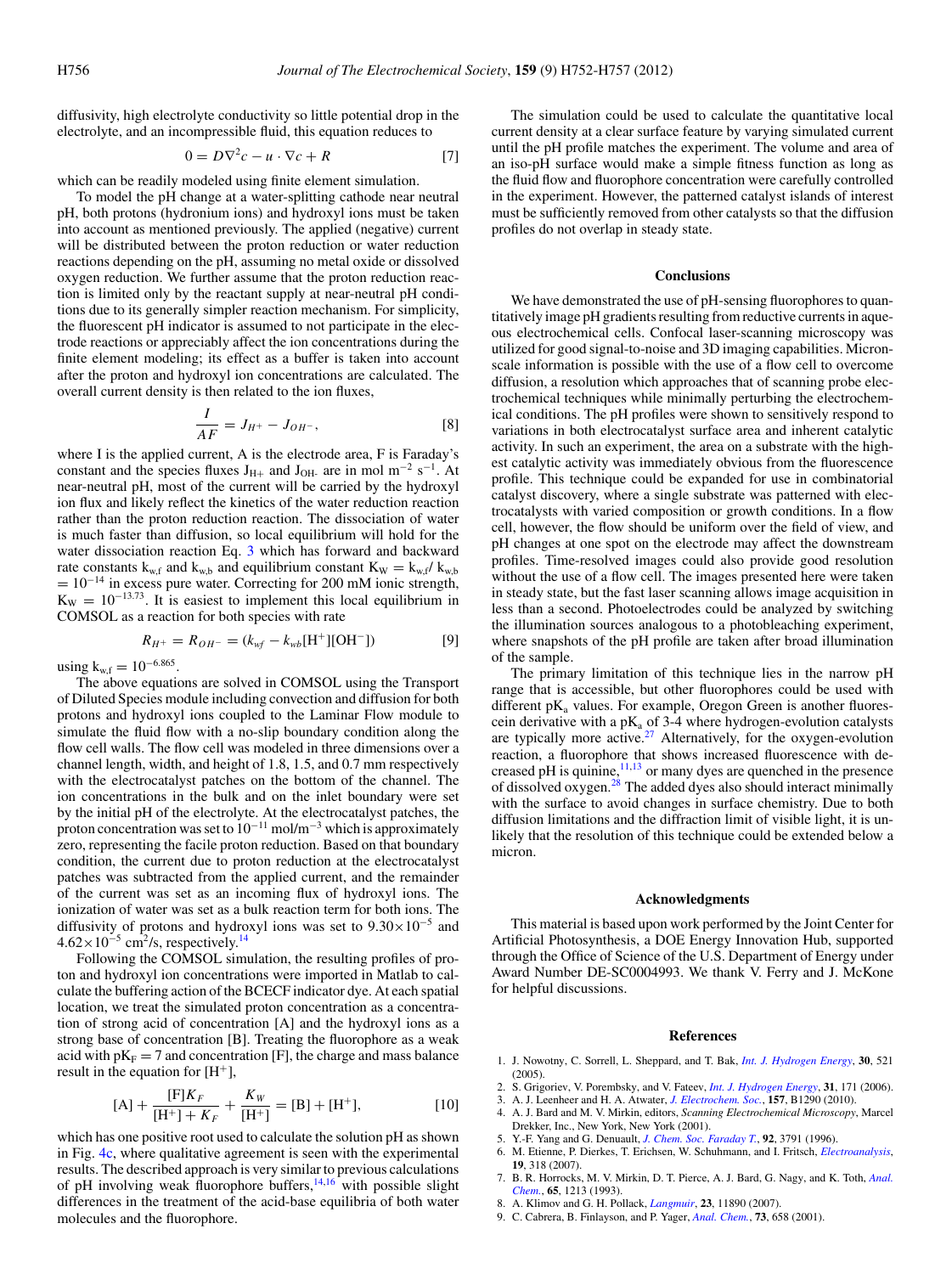diffusivity, high electrolyte conductivity so little potential drop in the electrolyte, and an incompressible fluid, this equation reduces to

$$0 = D\nabla^2 c - u \cdot \nabla c + R \quad [7]$$

which can be readily modeled using finite element simulation.

To model the pH change at a water-splitting cathode near neutral pH, both protons (hydronium ions) and hydroxyl ions must be taken into account as mentioned previously. The applied (negative) current will be distributed between the proton reduction or water reduction reactions depending on the pH, assuming no metal oxide or dissolved oxygen reduction. We further assume that the proton reduction reaction is limited only by the reactant supply at near-neutral pH conditions due to its generally simpler reaction mechanism. For simplicity, the fluorescent pH indicator is assumed to not participate in the electrode reactions or appreciably affect the ion concentrations during the finite element modeling; its effect as a buffer is taken into account after the proton and hydroxyl ion concentrations are calculated. The overall current density is then related to the ion fluxes,

$$\frac{I}{AF} = J_{H^+} - J_{OH^-}, \quad [8]$$

where I is the applied current, A is the electrode area, F is Faraday's constant and the species fluxes $J_{H+}$ and $J_{OH-}$ are in mol $m^{-2}$ $s^{-1}$. At near-neutral pH, most of the current will be carried by the hydroxyl ion flux and likely reflect the kinetics of the water reduction reaction rather than the proton reduction reaction. The dissociation of water is much faster than diffusion, so local equilibrium will hold for the water dissociation reaction Eq. 3 which has forward and backward rate constants $k_{w,f}$ and $k_{w,b}$ and equilibrium constant $K_W = k_{w,f}/k_{w,b} = 10^{-14}$ in excess pure water. Correcting for 200 mM ionic strength, $K_W = 10^{-13.73}$. It is easiest to implement this local equilibrium in COMSOL as a reaction for both species with rate

$$R_{H^+} = R_{OH^-} = (k_{wf} - k_{wb}[H^+][OH^-]) \quad [9]$$

using $k_{w,f} = 10^{-6.865}$.

The above equations are solved in COMSOL using the Transport of Diluted Species module including convection and diffusion for both protons and hydroxyl ions coupled to the Laminar Flow module to simulate the fluid flow with a no-slip boundary condition along the flow cell walls. The flow cell was modeled in three dimensions over a channel length, width, and height of 1.8, 1.5, and 0.7 mm respectively with the electrocatalyst patches on the bottom of the channel. The ion concentrations in the bulk and on the inlet boundary were set by the initial pH of the electrolyte. At the electrocatalyst patches, the proton concentration was set to $10^{-11}$ mol/$m^{-3}$ which is approximately zero, representing the facile proton reduction. Based on that boundary condition, the current due to proton reduction at the electrocatalyst patches was subtracted from the applied current, and the remainder of the current was set as an incoming flux of hydroxyl ions. The ionization of water was set as a bulk reaction term for both ions. The diffusivity of protons and hydroxyl ions was set to $9.30\times10^{-5}$ and $4.62\times10^{-5}$ $cm^2$/s, respectively.[14]

Following the COMSOL simulation, the resulting profiles of proton and hydroxyl ion concentrations were imported in Matlab to calculate the buffering action of the BCECF indicator dye. At each spatial location, we treat the simulated proton concentration as a concentration of strong acid of concentration [A] and the hydroxyl ions as a strong base of concentration [B]. Treating the fluorophore as a weak acid with $pK_F = 7$ and concentration [F], the charge and mass balance result in the equation for [$H^+$],

$$[A] + \frac{[F]K_F}{[H^+] + K_F} + \frac{K_W}{[H^+]} = [B] + [H^+], \quad [10]$$

which has one positive root used to calculate the solution pH as shown in Fig. 4c, where qualitative agreement is seen with the experimental results. The described approach is very similar to previous calculations of pH involving weak fluorophore buffers,[14,16] with possible slight differences in the treatment of the acid-base equilibria of both water molecules and the fluorophore.

The simulation could be used to calculate the quantitative local current density at a clear surface feature by varying simulated current until the pH profile matches the experiment. The volume and area of an iso-pH surface would make a simple fitness function as long as the fluid flow and fluorophore concentration were carefully controlled in the experiment. However, the patterned catalyst islands of interest must be sufficiently removed from other catalysts so that the diffusion profiles do not overlap in steady state.

## Conclusions

We have demonstrated the use of pH-sensing fluorophores to quantitatively image pH gradients resulting from reductive currents in aqueous electrochemical cells. Confocal laser-scanning microscopy was utilized for good signal-to-noise and 3D imaging capabilities. Micron-scale information is possible with the use of a flow cell to overcome diffusion, a resolution which approaches that of scanning probe electrochemical techniques while minimally perturbing the electrochemical conditions. The pH profiles were shown to sensitively respond to variations in both electrocatalyst surface area and inherent catalytic activity. In such an experiment, the area on a substrate with the highest catalytic activity was immediately obvious from the fluorescence profile. This technique could be expanded for use in combinatorial catalyst discovery, where a single substrate was patterned with electrocatalysts with varied composition or growth conditions. In a flow cell, however, the flow should be uniform over the field of view, and pH changes at one spot on the electrode may affect the downstream profiles. Time-resolved images could also provide good resolution without the use of a flow cell. The images presented here were taken in steady state, but the fast laser scanning allows image acquisition in less than a second. Photoelectrodes could be analyzed by switching the illumination sources analogous to a photobleaching experiment, where snapshots of the pH profile are taken after broad illumination of the sample.

The primary limitation of this technique lies in the narrow pH range that is accessible, but other fluorophores could be used with different $pK_a$ values. For example, Oregon Green is another fluorescein derivative with a $pK_a$ of 3-4 where hydrogen-evolution catalysts are typically more active.[27] Alternatively, for the oxygen-evolution reaction, a fluorophore that shows increased fluorescence with decreased pH is quinine,[11,13] or many dyes are quenched in the presence of dissolved oxygen.[28] The added dyes also should interact minimally with the surface to avoid changes in surface chemistry. Due to both diffusion limitations and the diffraction limit of visible light, it is unlikely that the resolution of this technique could be extended below a micron.

## Acknowledgments

This material is based upon work performed by the Joint Center for Artificial Photosynthesis, a DOE Energy Innovation Hub, supported through the Office of Science of the U.S. Department of Energy under Award Number DE-SC0004993. We thank V. Ferry and J. McKone for helpful discussions.

## References

1. J. Nowotny, C. Sorrell, L. Sheppard, and T. Bak, *Int. J. Hydrogen Energy*, **30**, 521 (2005).
2. S. Grigoriev, V. Porembsky, and V. Fateev, *Int. J. Hydrogen Energy*, **31**, 171 (2006).
3. A. J. Leenheer and H. A. Atwater, *J. Electrochem. Soc.*, **157**, B1290 (2010).
4. A. J. Bard and M. V. Mirkin, editors, *Scanning Electrochemical Microscopy*, Marcel Drekker, Inc., New York, New York (2001).
5. Y.-F. Yang and G. Denuault, *J. Chem. Soc. Faraday T.*, **92**, 3791 (1996).
6. M. Etienne, P. Dierkes, T. Erichsen, W. Schuhmann, and I. Fritsch, *Electroanalysis*, **19**, 318 (2007).
7. B. R. Horrocks, M. V. Mirkin, D. T. Pierce, A. J. Bard, G. Nagy, and K. Toth, *Anal. Chem.*, **65**, 1213 (1993).
8. A. Klimov and G. H. Pollack, *Langmuir*, **23**, 11890 (2007).
9. C. Cabrera, B. Finlayson, and P. Yager, *Anal. Chem.*, **73**, 658 (2001).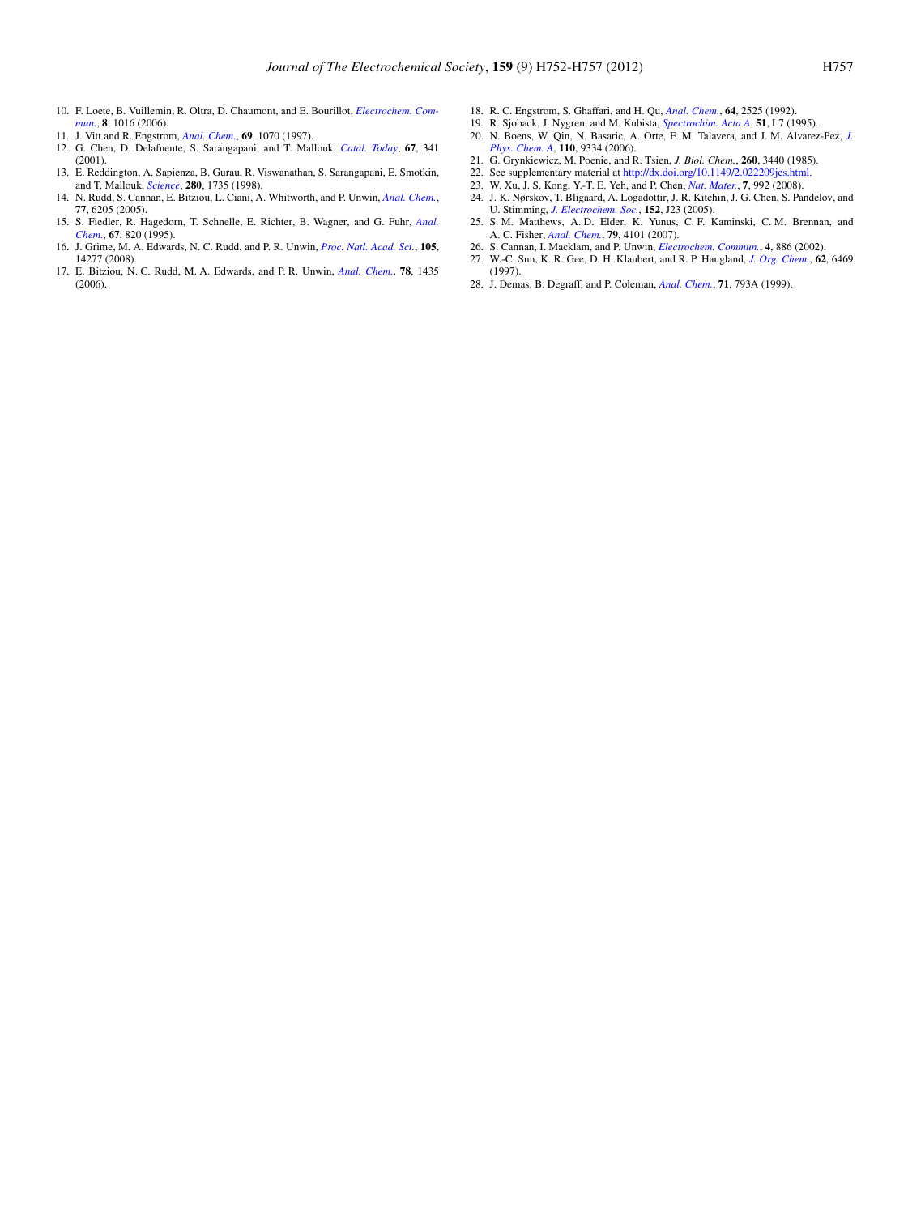10. F. Loete, B. Vuillemin, R. Oltra, D. Chaumont, and E. Bourillot, *Electrochem. Commun.*, **8**, 1016 (2006).
11. J. Vitt and R. Engstrom, *Anal. Chem.*, **69**, 1070 (1997).
12. G. Chen, D. Delafuente, S. Sarangapani, and T. Mallouk, *Catal. Today*, **67**, 341 (2001).
13. E. Reddington, A. Sapienza, B. Gurau, R. Viswanathan, S. Sarangapani, E. Smotkin, and T. Mallouk, *Science*, **280**, 1735 (1998).
14. N. Rudd, S. Cannan, E. Bitziou, L. Ciani, A. Whitworth, and P. Unwin, *Anal. Chem.*, **77**, 6205 (2005).
15. S. Fiedler, R. Hagedorn, T. Schnelle, E. Richter, B. Wagner, and G. Fuhr, *Anal. Chem.*, **67**, 820 (1995).
16. J. Grime, M. A. Edwards, N. C. Rudd, and P. R. Unwin, *Proc. Natl. Acad. Sci.*, **105**, 14277 (2008).
17. E. Bitziou, N. C. Rudd, M. A. Edwards, and P. R. Unwin, *Anal. Chem.*, **78**, 1435 (2006).
18. R. C. Engstrom, S. Ghaffari, and H. Qu, *Anal. Chem.*, **64**, 2525 (1992).
19. R. Sjoback, J. Nygren, and M. Kubista, *Spectrochim. Acta A*, **51**, L7 (1995).
20. N. Boens, W. Qin, N. Basaric, A. Orte, E. M. Talavera, and J. M. Alvarez-Pez, *J. Phys. Chem. A*, **110**, 9334 (2006).
21. G. Grynkiewicz, M. Poenie, and R. Tsien, *J. Biol. Chem.*, **260**, 3440 (1985).
22. See supplementary material at http://dx.doi.org/10.1149/2.022209jes.html.
23. W. Xu, J. S. Kong, Y.-T. E. Yeh, and P. Chen, *Nat. Mater.*, **7**, 992 (2008).
24. J. K. Nørskov, T. Bligaard, A. Logadottir, J. R. Kitchin, J. G. Chen, S. Pandelov, and U. Stimming, *J. Electrochem. Soc.*, **152**, J23 (2005).
25. S. M. Matthews, A. D. Elder, K. Yunus, C. F. Kaminski, C. M. Brennan, and A. C. Fisher, *Anal. Chem.*, **79**, 4101 (2007).
26. S. Cannan, I. Macklam, and P. Unwin, *Electrochem. Commun.*, **4**, 886 (2002).
27. W.-C. Sun, K. R. Gee, D. H. Klaubert, and R. P. Haugland, *J. Org. Chem.*, **62**, 6469 (1997).
28. J. Demas, B. Degraff, and P. Coleman, *Anal. Chem.*, **71**, 793A (1999).